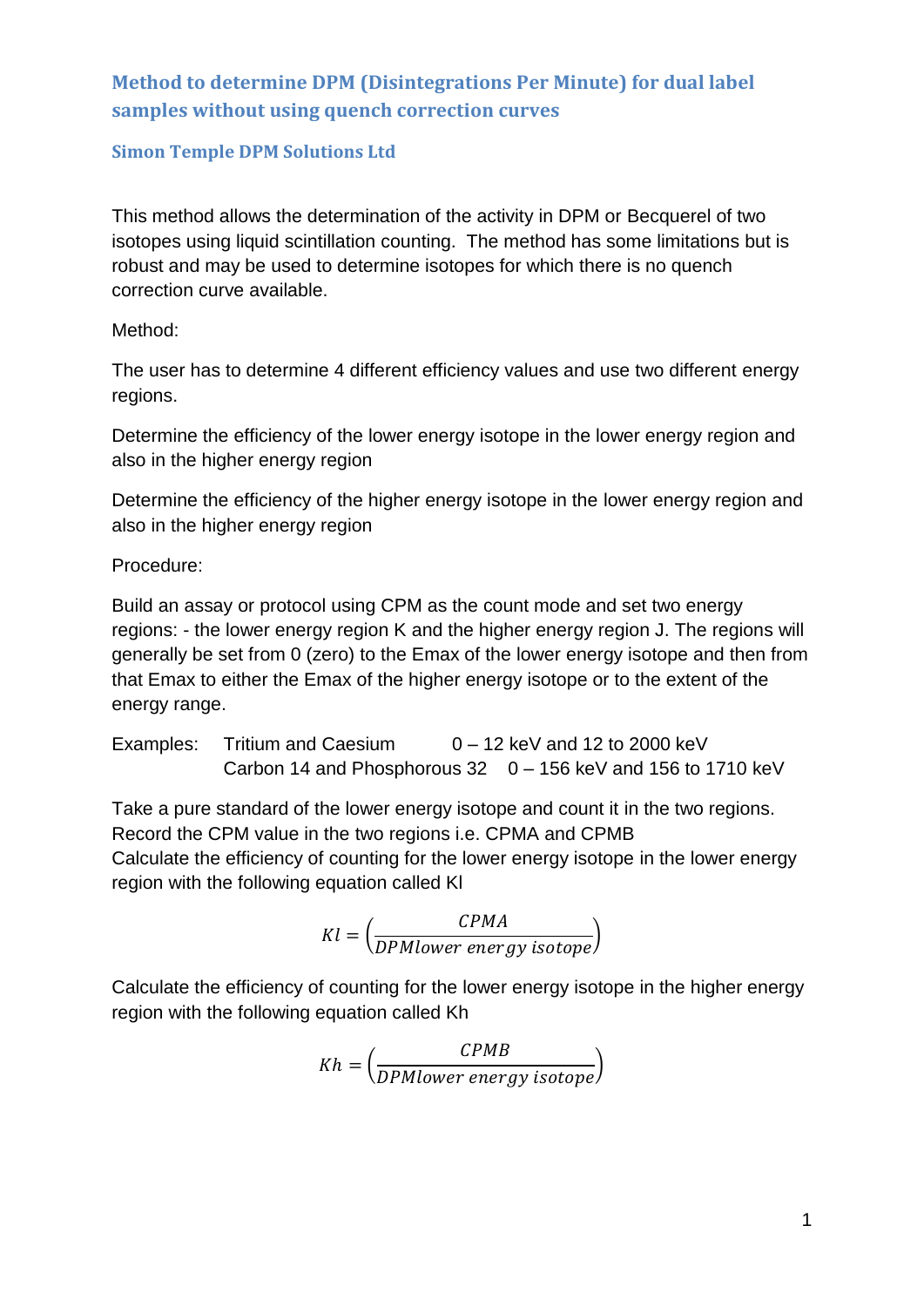# Method to determine DPM (Disintegrations Per Minute) for dual label samples without using quench correction curves

## Simon Temple DPM Solutions Ltd

This method allows the determination of the activity in DPM or Becquerel of two isotopes using liquid scintillation counting. The method has some limitations but is robust and may be used to determine isotopes for which there is no quench correction curve available.

Method:

The user has to determine 4 different efficiency values and use two different energy regions.

Determine the efficiency of the lower energy isotope in the lower energy region and also in the higher energy region

Determine the efficiency of the higher energy isotope in the lower energy region and also in the higher energy region

Procedure:

Build an assay or protocol using CPM as the count mode and set two energy regions: - the lower energy region K and the higher energy region J. The regions will generally be set from 0 (zero) to the Emax of the lower energy isotope and then from that Emax to either the Emax of the higher energy isotope or to the extent of the energy range.

Examples: Tritium and Caesium 0 – 12 keV and 12 to 2000 keV
Carbon 14 and Phosphorous 32 0 – 156 keV and 156 to 1710 keV

Take a pure standard of the lower energy isotope and count it in the two regions. Record the CPM value in the two regions i.e. CPMA and CPMB
Calculate the efficiency of counting for the lower energy isotope in the lower energy region with the following equation called Kl

$$Kl = \left(\frac{CPMA}{DPMlower\ energy\ isotope}\right)$$

Calculate the efficiency of counting for the lower energy isotope in the higher energy region with the following equation called Kh

$$Kh = \left(\frac{CPMB}{DPMlower\ energy\ isotope}\right)$$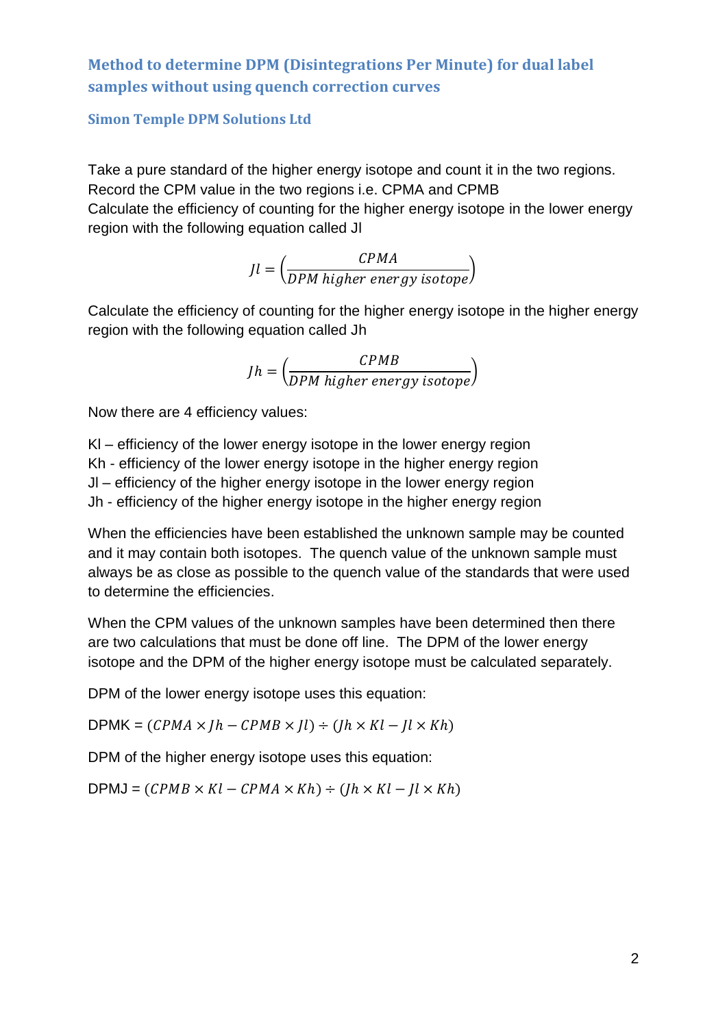## Method to determine DPM (Disintegrations Per Minute) for dual label samples without using quench correction curves

### Simon Temple DPM Solutions Ltd

Take a pure standard of the higher energy isotope and count it in the two regions. Record the CPM value in the two regions i.e. CPMA and CPMB
Calculate the efficiency of counting for the higher energy isotope in the lower energy region with the following equation called Jl

$$Jl = \left(\frac{CPMA}{DPM\ higher\ energy\ isotope}\right)$$

Calculate the efficiency of counting for the higher energy isotope in the higher energy region with the following equation called Jh

$$Jh = \left(\frac{CPMB}{DPM\ higher\ energy\ isotope}\right)$$

Now there are 4 efficiency values:

Kl – efficiency of the lower energy isotope in the lower energy region
Kh - efficiency of the lower energy isotope in the higher energy region
Jl – efficiency of the higher energy isotope in the lower energy region
Jh - efficiency of the higher energy isotope in the higher energy region

When the efficiencies have been established the unknown sample may be counted and it may contain both isotopes. The quench value of the unknown sample must always be as close as possible to the quench value of the standards that were used to determine the efficiencies.

When the CPM values of the unknown samples have been determined then there are two calculations that must be done off line. The DPM of the lower energy isotope and the DPM of the higher energy isotope must be calculated separately.

DPM of the lower energy isotope uses this equation:

DPMK = $(CPMA \times Jh - CPMB \times Jl) \div (Jh \times Kl - Jl \times Kh)$

DPM of the higher energy isotope uses this equation:

DPMJ = $(CPMB \times Kl - CPMA \times Kh) \div (Jh \times Kl - Jl \times Kh)$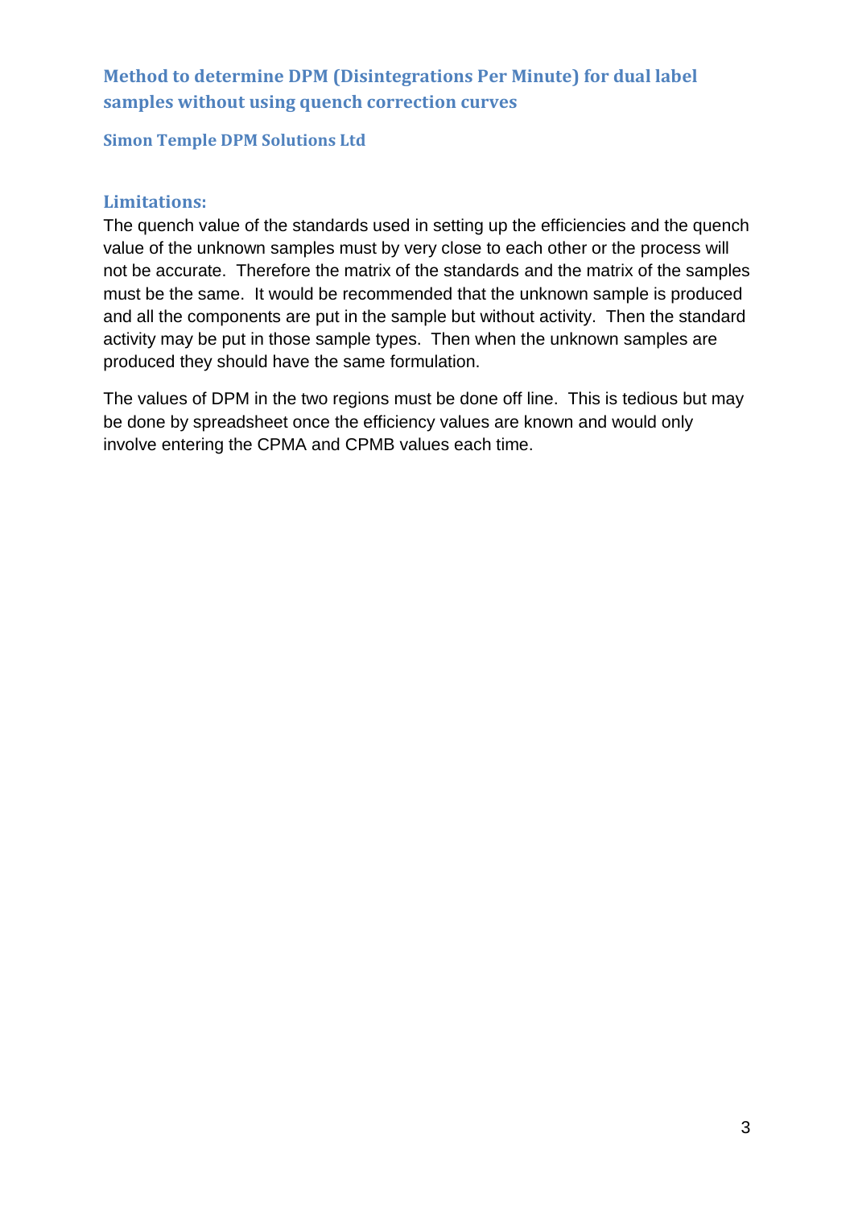## Method to determine DPM (Disintegrations Per Minute) for dual label samples without using quench correction curves

### Simon Temple DPM Solutions Ltd

### Limitations:

The quench value of the standards used in setting up the efficiencies and the quench value of the unknown samples must by very close to each other or the process will not be accurate. Therefore the matrix of the standards and the matrix of the samples must be the same. It would be recommended that the unknown sample is produced and all the components are put in the sample but without activity. Then the standard activity may be put in those sample types. Then when the unknown samples are produced they should have the same formulation.

The values of DPM in the two regions must be done off line. This is tedious but may be done by spreadsheet once the efficiency values are known and would only involve entering the CPMA and CPMB values each time.